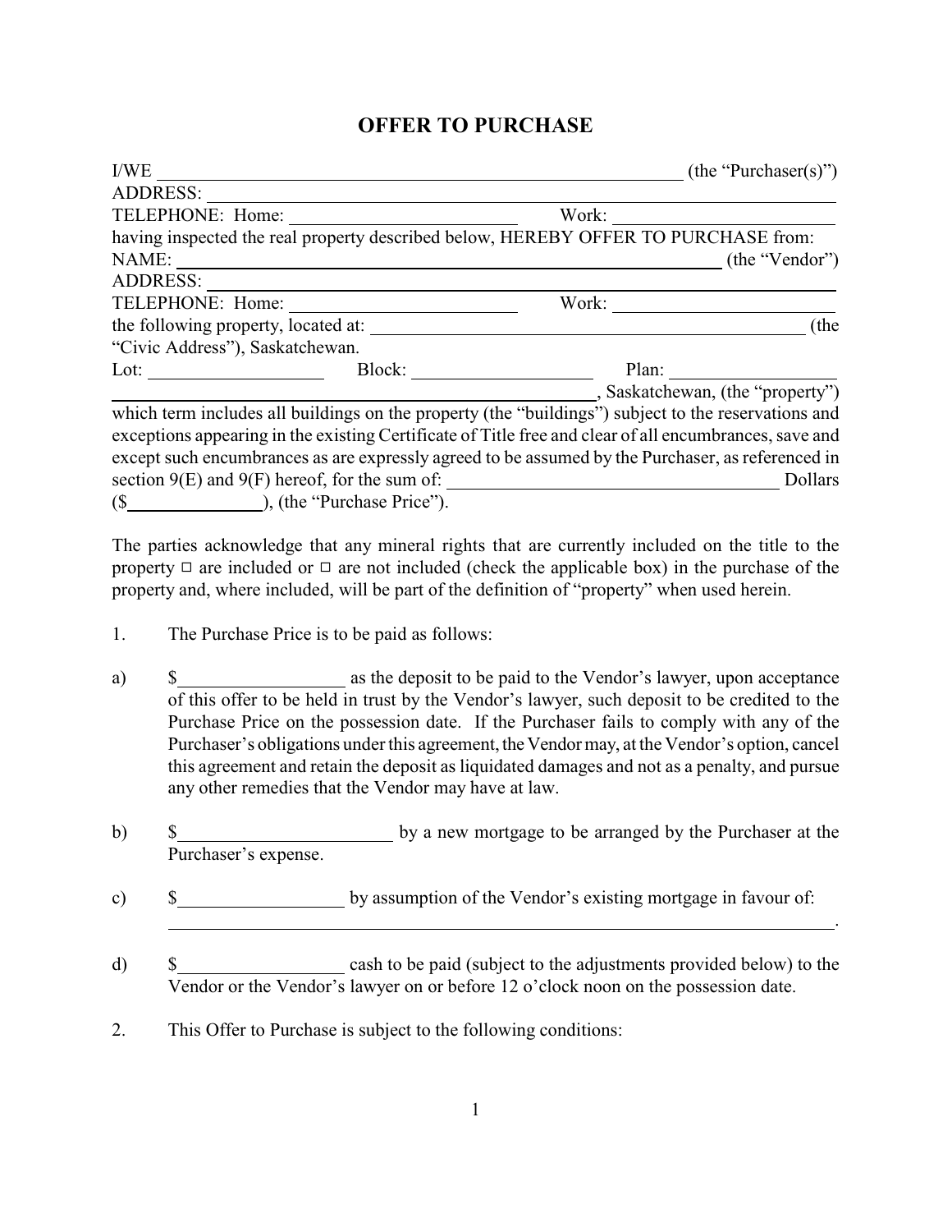# OFFER TO PURCHASE

I/WE ____________________________________________________________ (the "Purchaser(s)")
ADDRESS: ____________________________________________________________________
TELEPHONE: Home: ________________________ Work: ________________________
having inspected the real property described below, HEREBY OFFER TO PURCHASE from:
NAME: ____________________________________________________________ (the "Vendor")
ADDRESS: ____________________________________________________________________
TELEPHONE: Home: ________________________ Work: ________________________
the following property, located at: ______________________________________________ (the "Civic Address"), Saskatchewan.
Lot: __________________ Block: ____________________ Plan: __________________
____________________________________________________, Saskatchewan, (the "property")
which term includes all buildings on the property (the "buildings") subject to the reservations and exceptions appearing in the existing Certificate of Title free and clear of all encumbrances, save and except such encumbrances as are expressly agreed to be assumed by the Purchaser, as referenced in section 9(E) and 9(F) hereof, for the sum of: ____________________________________ Dollars ($______________), (the "Purchase Price").

The parties acknowledge that any mineral rights that are currently included on the title to the property ☐ are included or ☐ are not included (check the applicable box) in the purchase of the property and, where included, will be part of the definition of "property" when used herein.

1. The Purchase Price is to be paid as follows:

a) $__________________ as the deposit to be paid to the Vendor's lawyer, upon acceptance of this offer to be held in trust by the Vendor's lawyer, such deposit to be credited to the Purchase Price on the possession date. If the Purchaser fails to comply with any of the Purchaser's obligations under this agreement, the Vendor may, at the Vendor's option, cancel this agreement and retain the deposit as liquidated damages and not as a penalty, and pursue any other remedies that the Vendor may have at law.

b) $______________________ by a new mortgage to be arranged by the Purchaser at the Purchaser's expense.

c) $__________________ by assumption of the Vendor's existing mortgage in favour of: ________________________________________________________________________.

d) $__________________ cash to be paid (subject to the adjustments provided below) to the Vendor or the Vendor's lawyer on or before 12 o'clock noon on the possession date.

2. This Offer to Purchase is subject to the following conditions: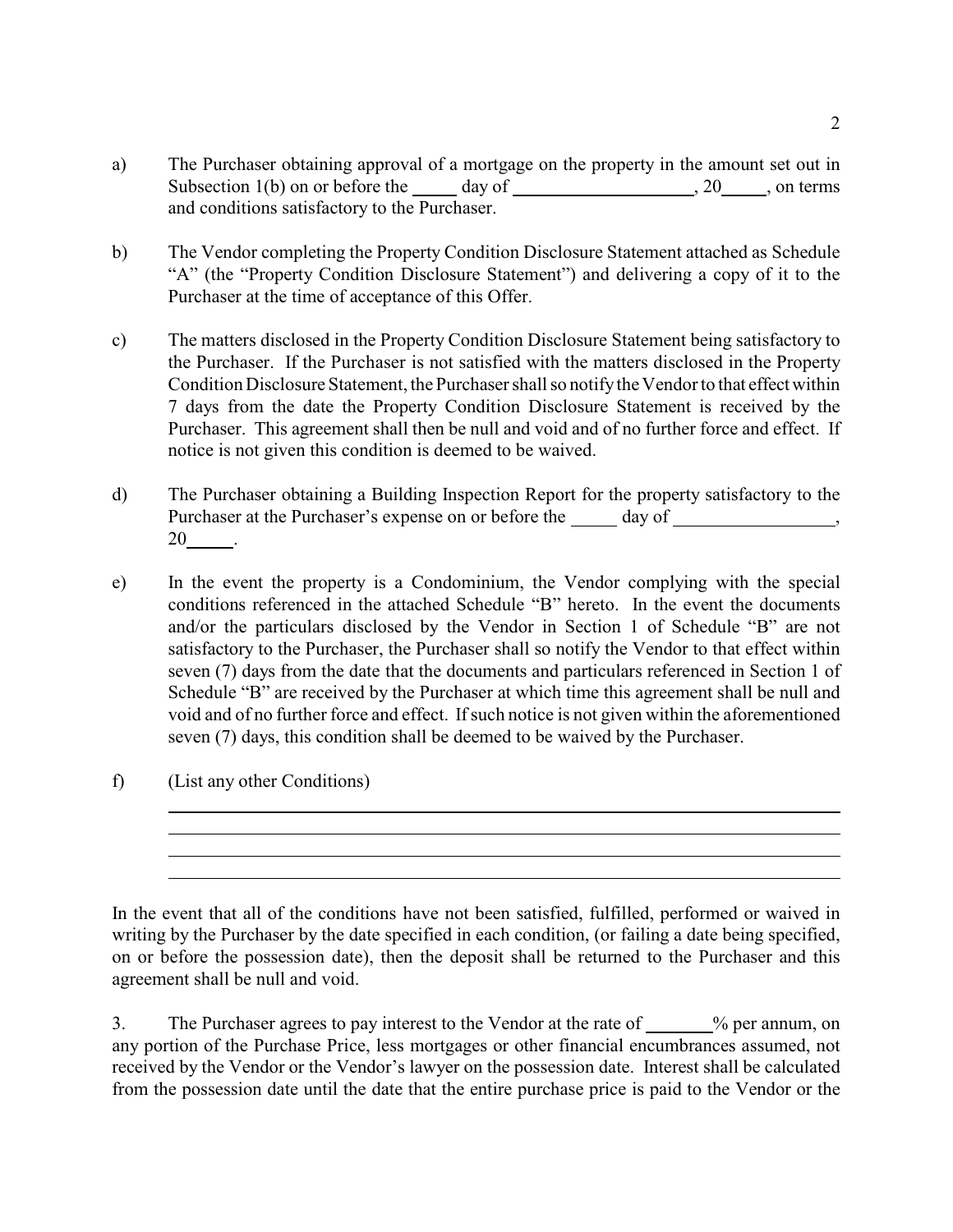a) The Purchaser obtaining approval of a mortgage on the property in the amount set out in Subsection 1(b) on or before the _____ day of ____________________, 20_____, on terms and conditions satisfactory to the Purchaser.

b) The Vendor completing the Property Condition Disclosure Statement attached as Schedule "A" (the "Property Condition Disclosure Statement") and delivering a copy of it to the Purchaser at the time of acceptance of this Offer.

c) The matters disclosed in the Property Condition Disclosure Statement being satisfactory to the Purchaser. If the Purchaser is not satisfied with the matters disclosed in the Property Condition Disclosure Statement, the Purchaser shall so notify the Vendor to that effect within 7 days from the date the Property Condition Disclosure Statement is received by the Purchaser. This agreement shall then be null and void and of no further force and effect. If notice is not given this condition is deemed to be waived.

d) The Purchaser obtaining a Building Inspection Report for the property satisfactory to the Purchaser at the Purchaser's expense on or before the _____ day of __________________, 20_____.

e) In the event the property is a Condominium, the Vendor complying with the special conditions referenced in the attached Schedule "B" hereto. In the event the documents and/or the particulars disclosed by the Vendor in Section 1 of Schedule "B" are not satisfactory to the Purchaser, the Purchaser shall so notify the Vendor to that effect within seven (7) days from the date that the documents and particulars referenced in Section 1 of Schedule "B" are received by the Purchaser at which time this agreement shall be null and void and of no further force and effect. If such notice is not given within the aforementioned seven (7) days, this condition shall be deemed to be waived by the Purchaser.

f) (List any other Conditions)

________________________________________________________________________

________________________________________________________________________

________________________________________________________________________

________________________________________________________________________

In the event that all of the conditions have not been satisfied, fulfilled, performed or waived in writing by the Purchaser by the date specified in each condition, (or failing a date being specified, on or before the possession date), then the deposit shall be returned to the Purchaser and this agreement shall be null and void.

3. The Purchaser agrees to pay interest to the Vendor at the rate of _______% per annum, on any portion of the Purchase Price, less mortgages or other financial encumbrances assumed, not received by the Vendor or the Vendor's lawyer on the possession date. Interest shall be calculated from the possession date until the date that the entire purchase price is paid to the Vendor or the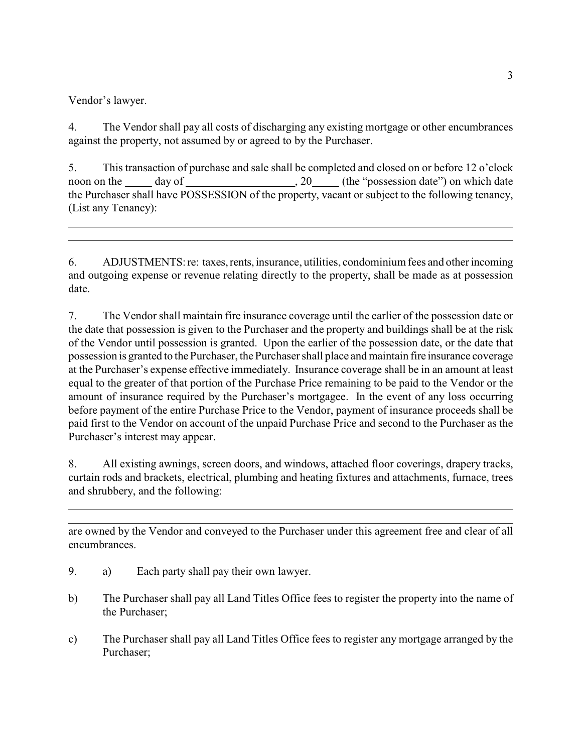Vendor's lawyer.

4. The Vendor shall pay all costs of discharging any existing mortgage or other encumbrances against the property, not assumed by or agreed to by the Purchaser.

5. This transaction of purchase and sale shall be completed and closed on or before 12 o'clock noon on the _____ day of ____________________, 20_____ (the "possession date") on which date the Purchaser shall have POSSESSION of the property, vacant or subject to the following tenancy, (List any Tenancy):

______________________________________________________________________________

______________________________________________________________________________

6. ADJUSTMENTS: re: taxes, rents, insurance, utilities, condominium fees and other incoming and outgoing expense or revenue relating directly to the property, shall be made as at possession date.

7. The Vendor shall maintain fire insurance coverage until the earlier of the possession date or the date that possession is given to the Purchaser and the property and buildings shall be at the risk of the Vendor until possession is granted. Upon the earlier of the possession date, or the date that possession is granted to the Purchaser, the Purchaser shall place and maintain fire insurance coverage at the Purchaser's expense effective immediately. Insurance coverage shall be in an amount at least equal to the greater of that portion of the Purchase Price remaining to be paid to the Vendor or the amount of insurance required by the Purchaser's mortgagee. In the event of any loss occurring before payment of the entire Purchase Price to the Vendor, payment of insurance proceeds shall be paid first to the Vendor on account of the unpaid Purchase Price and second to the Purchaser as the Purchaser's interest may appear.

8. All existing awnings, screen doors, and windows, attached floor coverings, drapery tracks, curtain rods and brackets, electrical, plumbing and heating fixtures and attachments, furnace, trees and shrubbery, and the following:

______________________________________________________________________________

______________________________________________________________________________

are owned by the Vendor and conveyed to the Purchaser under this agreement free and clear of all encumbrances.

9. a) Each party shall pay their own lawyer.

b) The Purchaser shall pay all Land Titles Office fees to register the property into the name of the Purchaser;

c) The Purchaser shall pay all Land Titles Office fees to register any mortgage arranged by the Purchaser;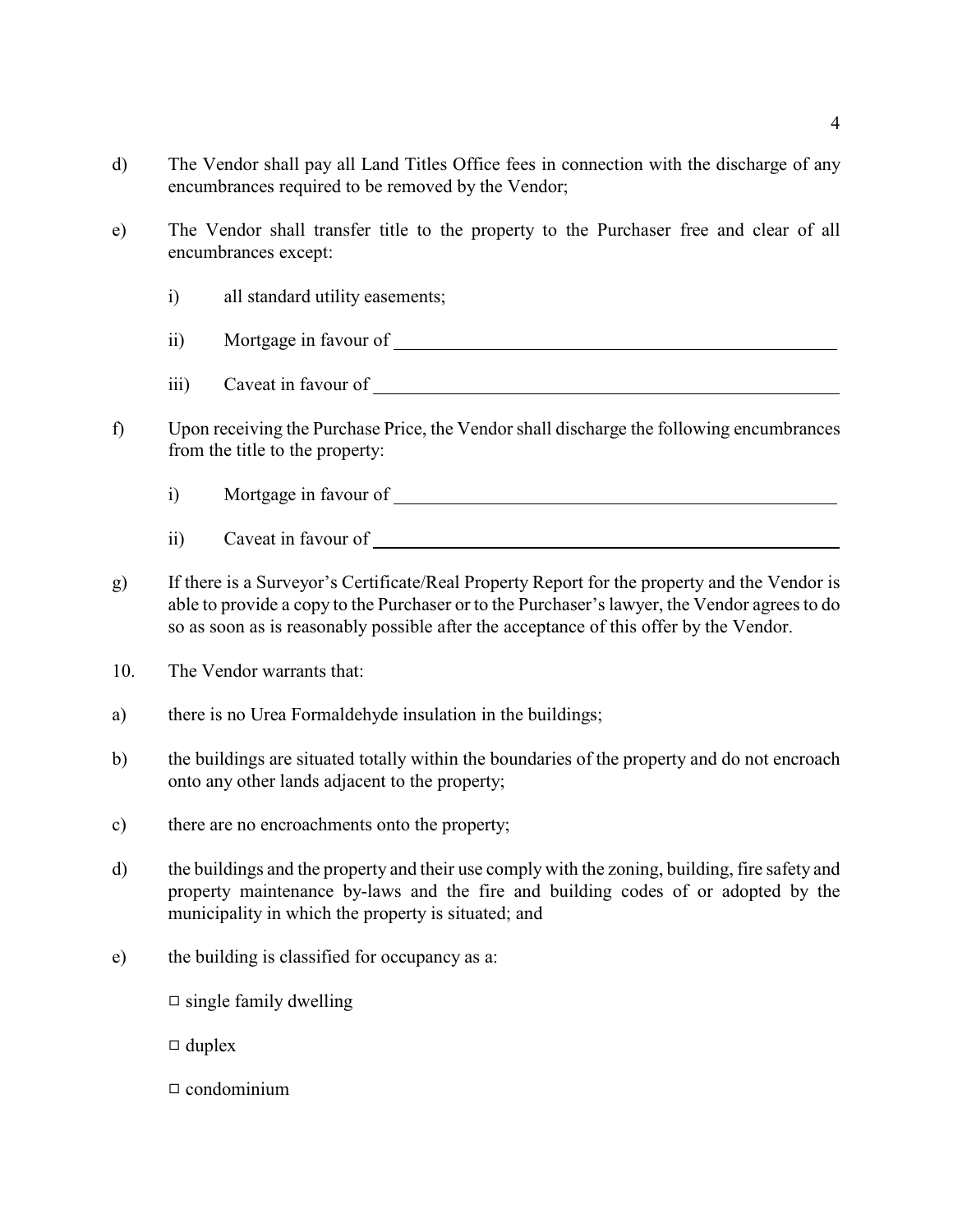d) The Vendor shall pay all Land Titles Office fees in connection with the discharge of any encumbrances required to be removed by the Vendor;

e) The Vendor shall transfer title to the property to the Purchaser free and clear of all encumbrances except:

  i) all standard utility easements;

  ii) Mortgage in favour of ____________________________________________

  iii) Caveat in favour of ____________________________________________

f) Upon receiving the Purchase Price, the Vendor shall discharge the following encumbrances from the title to the property:

  i) Mortgage in favour of ____________________________________________

  ii) Caveat in favour of ____________________________________________

g) If there is a Surveyor's Certificate/Real Property Report for the property and the Vendor is able to provide a copy to the Purchaser or to the Purchaser's lawyer, the Vendor agrees to do so as soon as is reasonably possible after the acceptance of this offer by the Vendor.

10. The Vendor warrants that:

a) there is no Urea Formaldehyde insulation in the buildings;

b) the buildings are situated totally within the boundaries of the property and do not encroach onto any other lands adjacent to the property;

c) there are no encroachments onto the property;

d) the buildings and the property and their use comply with the zoning, building, fire safety and property maintenance by-laws and the fire and building codes of or adopted by the municipality in which the property is situated; and

e) the building is classified for occupancy as a:

  □ single family dwelling

  □ duplex

  □ condominium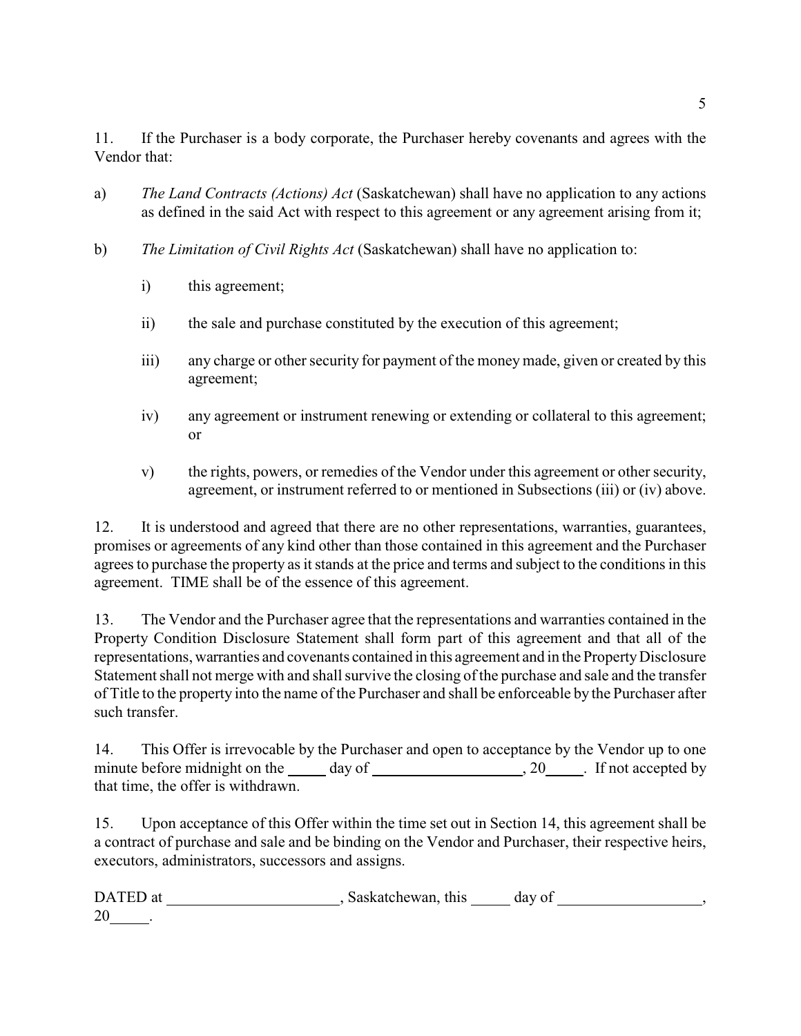11. If the Purchaser is a body corporate, the Purchaser hereby covenants and agrees with the Vendor that:

a) *The Land Contracts (Actions) Act* (Saskatchewan) shall have no application to any actions as defined in the said Act with respect to this agreement or any agreement arising from it;

b) *The Limitation of Civil Rights Act* (Saskatchewan) shall have no application to:

   i) this agreement;

   ii) the sale and purchase constituted by the execution of this agreement;

   iii) any charge or other security for payment of the money made, given or created by this agreement;

   iv) any agreement or instrument renewing or extending or collateral to this agreement; or

   v) the rights, powers, or remedies of the Vendor under this agreement or other security, agreement, or instrument referred to or mentioned in Subsections (iii) or (iv) above.

12. It is understood and agreed that there are no other representations, warranties, guarantees, promises or agreements of any kind other than those contained in this agreement and the Purchaser agrees to purchase the property as it stands at the price and terms and subject to the conditions in this agreement. TIME shall be of the essence of this agreement.

13. The Vendor and the Purchaser agree that the representations and warranties contained in the Property Condition Disclosure Statement shall form part of this agreement and that all of the representations, warranties and covenants contained in this agreement and in the Property Disclosure Statement shall not merge with and shall survive the closing of the purchase and sale and the transfer of Title to the property into the name of the Purchaser and shall be enforceable by the Purchaser after such transfer.

14. This Offer is irrevocable by the Purchaser and open to acceptance by the Vendor up to one minute before midnight on the _____ day of ____________________, 20_____. If not accepted by that time, the offer is withdrawn.

15. Upon acceptance of this Offer within the time set out in Section 14, this agreement shall be a contract of purchase and sale and be binding on the Vendor and Purchaser, their respective heirs, executors, administrators, successors and assigns.

DATED at ______________________, Saskatchewan, this _____ day of ___________________, 20_____.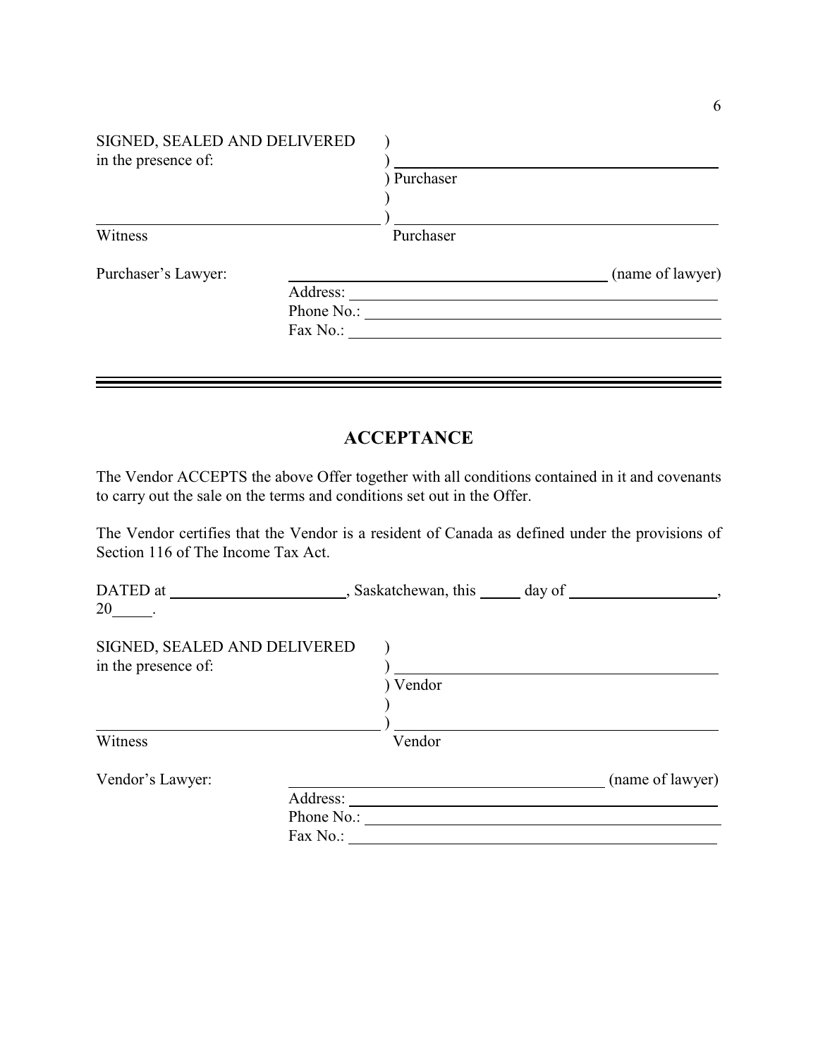SIGNED, SEALED AND DELIVERED )
in the presence of: ) ______________________________
) Purchaser
)
______________________________ ) ______________________________
Witness Purchaser

Purchaser's Lawyer: ______________________________ (name of lawyer)
Address: ______________________________
Phone No.: ______________________________
Fax No.: ______________________________

---

## ACCEPTANCE

The Vendor ACCEPTS the above Offer together with all conditions contained in it and covenants to carry out the sale on the terms and conditions set out in the Offer.

The Vendor certifies that the Vendor is a resident of Canada as defined under the provisions of Section 116 of The Income Tax Act.

DATED at ____________________, Saskatchewan, this _____ day of ________________, 20_____.

SIGNED, SEALED AND DELIVERED )
in the presence of: ) ______________________________
) Vendor
)
______________________________ ) ______________________________
Witness Vendor

Vendor's Lawyer: ______________________________ (name of lawyer)
Address: ______________________________
Phone No.: ______________________________
Fax No.: ______________________________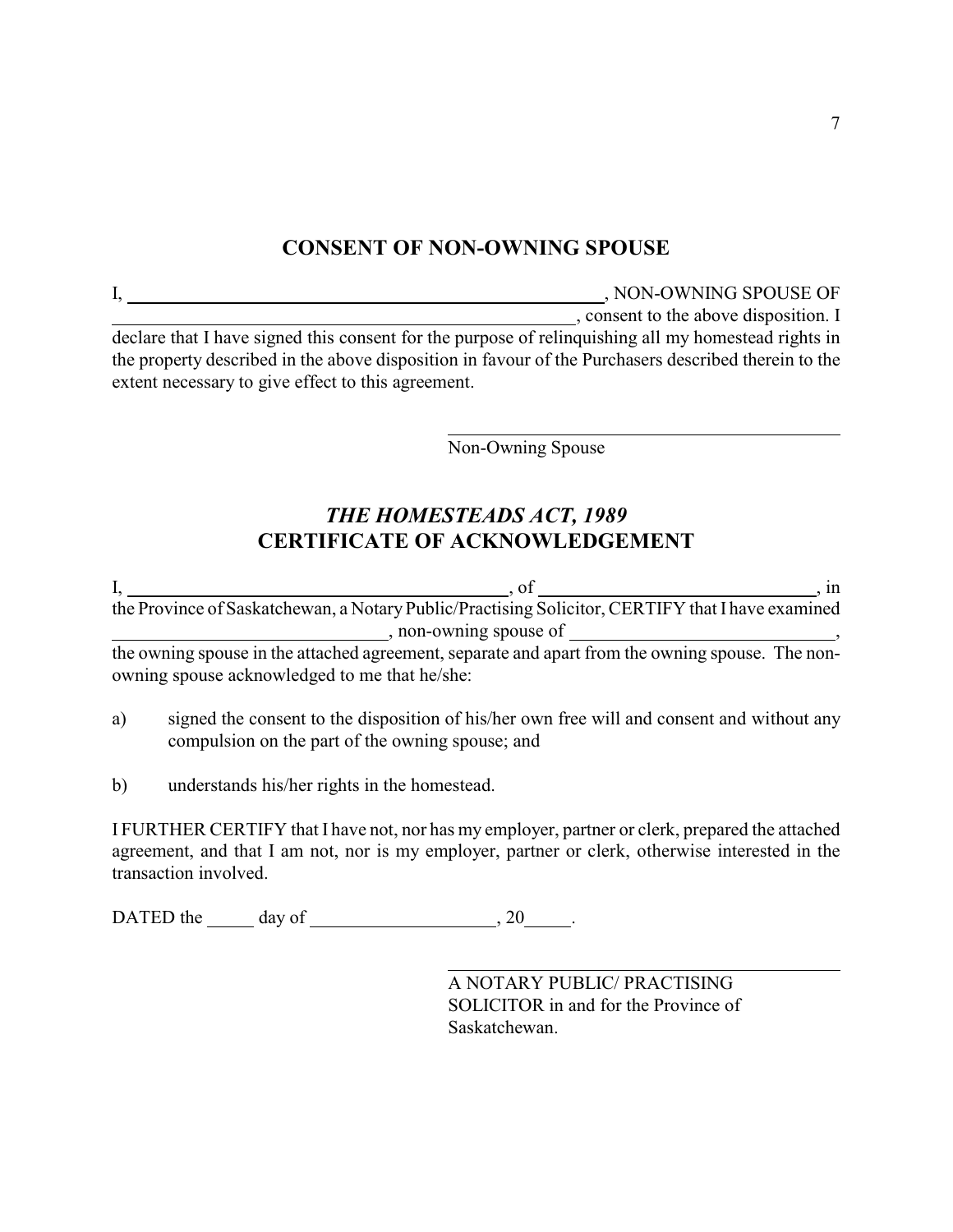## CONSENT OF NON-OWNING SPOUSE

I, \_\_\_\_\_\_\_\_\_\_\_\_\_\_\_\_\_\_\_\_\_\_\_\_\_\_\_\_\_\_\_\_\_\_\_\_\_\_\_\_\_\_\_\_\_\_\_\_\_\_, NON-OWNING SPOUSE OF \_\_\_\_\_\_\_\_\_\_\_\_\_\_\_\_\_\_\_\_\_\_\_\_\_\_\_\_\_\_\_\_\_\_\_\_\_\_\_\_\_\_\_\_\_\_\_\_\_\_, consent to the above disposition. I declare that I have signed this consent for the purpose of relinquishing all my homestead rights in the property described in the above disposition in favour of the Purchasers described therein to the extent necessary to give effect to this agreement.

\_\_\_\_\_\_\_\_\_\_\_\_\_\_\_\_\_\_\_\_\_\_\_\_\_\_\_\_\_\_\_\_\_\_\_\_\_\_\_\_
Non-Owning Spouse

## *THE HOMESTEADS ACT, 1989*
## CERTIFICATE OF ACKNOWLEDGEMENT

I, \_\_\_\_\_\_\_\_\_\_\_\_\_\_\_\_\_\_\_\_\_\_\_\_\_\_\_\_\_\_\_\_\_\_\_\_\_\_\_\_, of \_\_\_\_\_\_\_\_\_\_\_\_\_\_\_\_\_\_\_\_\_\_\_\_\_\_\_\_\_\_, in the Province of Saskatchewan, a Notary Public/Practising Solicitor, CERTIFY that I have examined \_\_\_\_\_\_\_\_\_\_\_\_\_\_\_\_\_\_\_\_\_\_\_\_\_\_\_\_\_\_, non-owning spouse of \_\_\_\_\_\_\_\_\_\_\_\_\_\_\_\_\_\_\_\_\_\_\_\_\_\_\_\_\_\_, the owning spouse in the attached agreement, separate and apart from the owning spouse. The non-owning spouse acknowledged to me that he/she:

a) signed the consent to the disposition of his/her own free will and consent and without any compulsion on the part of the owning spouse; and

b) understands his/her rights in the homestead.

I FURTHER CERTIFY that I have not, nor has my employer, partner or clerk, prepared the attached agreement, and that I am not, nor is my employer, partner or clerk, otherwise interested in the transaction involved.

DATED the \_\_\_\_\_ day of \_\_\_\_\_\_\_\_\_\_\_\_\_\_\_\_\_\_\_\_, 20\_\_\_\_\_.

\_\_\_\_\_\_\_\_\_\_\_\_\_\_\_\_\_\_\_\_\_\_\_\_\_\_\_\_\_\_\_\_\_\_\_\_\_\_\_\_
A NOTARY PUBLIC/ PRACTISING SOLICITOR in and for the Province of Saskatchewan.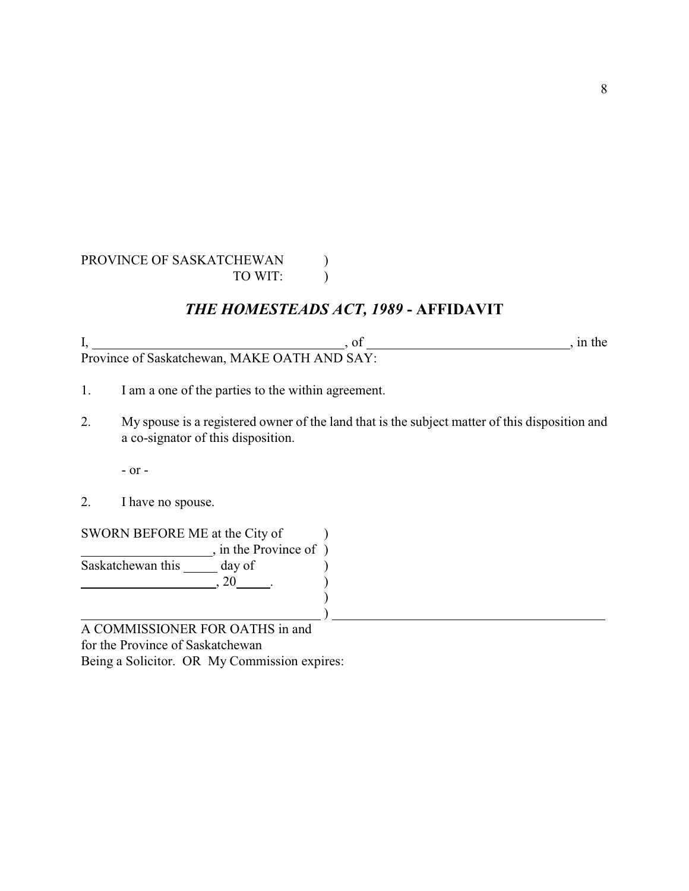PROVINCE OF SASKATCHEWAN )
TO WIT: )

## *THE HOMESTEADS ACT, 1989* - AFFIDAVIT

I, ______________________________________, of ______________________________, in the Province of Saskatchewan, MAKE OATH AND SAY:

1. I am a one of the parties to the within agreement.

2. My spouse is a registered owner of the land that is the subject matter of this disposition and a co-signator of this disposition.

   - or -

2. I have no spouse.

SWORN BEFORE ME at the City of )
___________________, in the Province of )
Saskatchewan this _____ day of )
_____________________, 20_____. )
)
____________________________________ ) ____________________________________

A COMMISSIONER FOR OATHS in and
for the Province of Saskatchewan
Being a Solicitor. OR My Commission expires: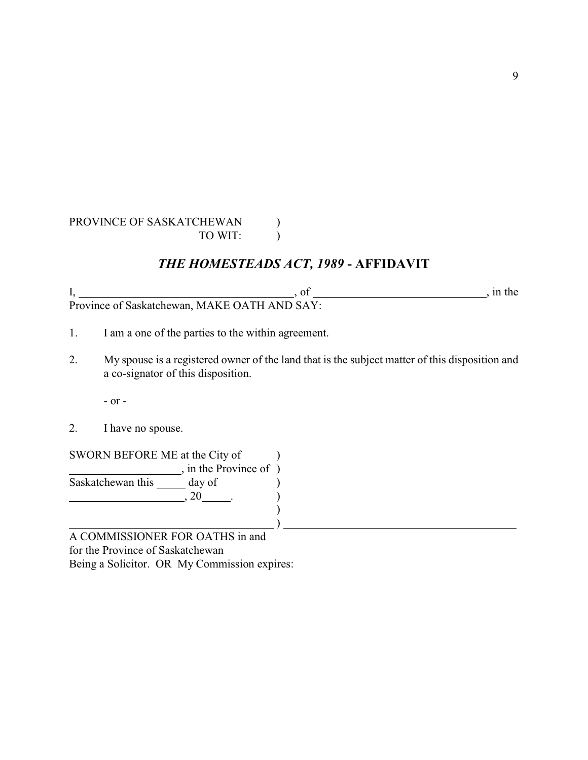PROVINCE OF SASKATCHEWAN )
TO WIT: )

## *THE HOMESTEADS ACT, 1989* - AFFIDAVIT

I, \_\_\_\_\_\_\_\_\_\_\_\_\_\_\_\_\_\_\_\_\_\_\_\_\_\_\_\_\_\_\_\_\_\_\_\_\_\_, of \_\_\_\_\_\_\_\_\_\_\_\_\_\_\_\_\_\_\_\_\_\_\_\_\_\_\_\_\_\_\_, in the Province of Saskatchewan, MAKE OATH AND SAY:

1. I am a one of the parties to the within agreement.

2. My spouse is a registered owner of the land that is the subject matter of this disposition and a co-signator of this disposition.

   - or -

2. I have no spouse.

SWORN BEFORE ME at the City of )
\_\_\_\_\_\_\_\_\_\_\_\_\_\_\_\_\_\_\_, in the Province of )
Saskatchewan this \_\_\_\_\_ day of )
\_\_\_\_\_\_\_\_\_\_\_\_\_\_\_\_\_\_\_\_\_, 20\_\_\_\_\_. )
)
\_\_\_\_\_\_\_\_\_\_\_\_\_\_\_\_\_\_\_\_\_\_\_\_\_\_\_\_\_\_\_\_\_\_\_\_\_ ) \_\_\_\_\_\_\_\_\_\_\_\_\_\_\_\_\_\_\_\_\_\_\_\_\_\_\_\_\_\_\_\_\_\_\_\_\_\_\_\_\_
A COMMISSIONER FOR OATHS in and
for the Province of Saskatchewan
Being a Solicitor. OR My Commission expires: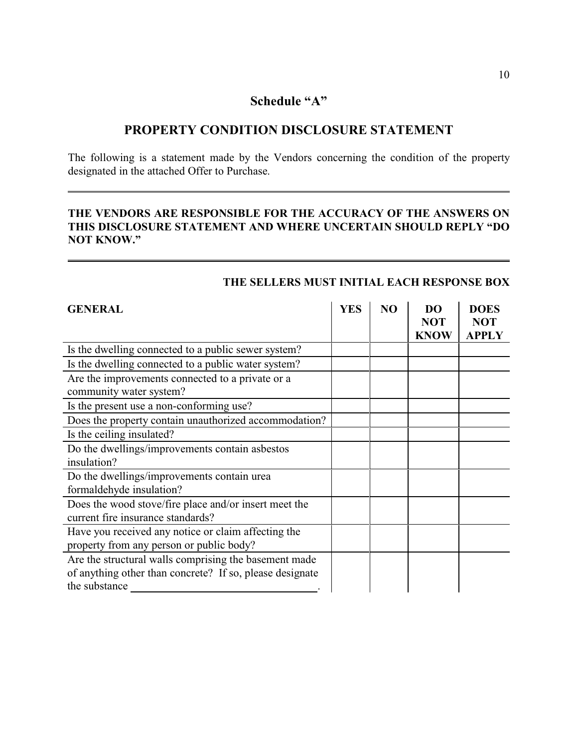## Schedule "A"

## PROPERTY CONDITION DISCLOSURE STATEMENT

The following is a statement made by the Vendors concerning the condition of the property designated in the attached Offer to Purchase.

---

**THE VENDORS ARE RESPONSIBLE FOR THE ACCURACY OF THE ANSWERS ON THIS DISCLOSURE STATEMENT AND WHERE UNCERTAIN SHOULD REPLY "DO NOT KNOW."**

---

**THE SELLERS MUST INITIAL EACH RESPONSE BOX**

| GENERAL | YES | NO | DO NOT KNOW | DOES NOT APPLY |
|---|---|---|---|---|
| Is the dwelling connected to a public sewer system? | | | | |
| Is the dwelling connected to a public water system? | | | | |
| Are the improvements connected to a private or a community water system? | | | | |
| Is the present use a non-conforming use? | | | | |
| Does the property contain unauthorized accommodation? | | | | |
| Is the ceiling insulated? | | | | |
| Do the dwellings/improvements contain asbestos insulation? | | | | |
| Do the dwellings/improvements contain urea formaldehyde insulation? | | | | |
| Does the wood stove/fire place and/or insert meet the current fire insurance standards? | | | | |
| Have you received any notice or claim affecting the property from any person or public body? | | | | |
| Are the structural walls comprising the basement made of anything other than concrete? If so, please designate the substance ________________. | | | | |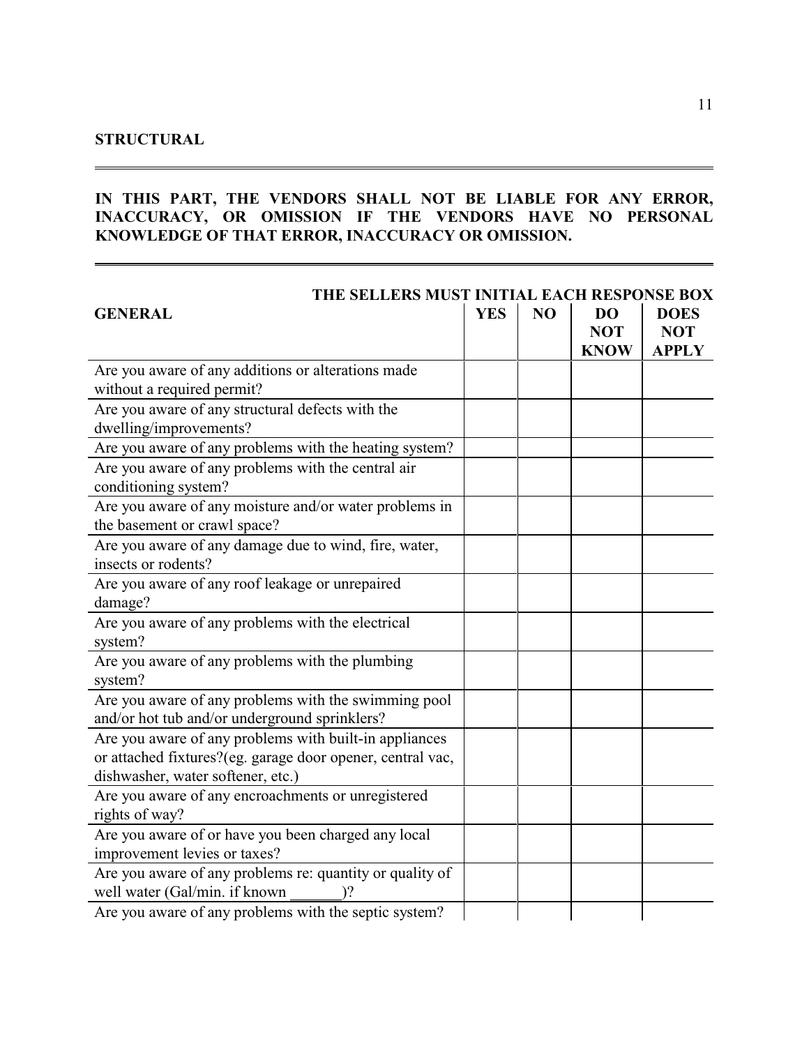## STRUCTURAL

**IN THIS PART, THE VENDORS SHALL NOT BE LIABLE FOR ANY ERROR, INACCURACY, OR OMISSION IF THE VENDORS HAVE NO PERSONAL KNOWLEDGE OF THAT ERROR, INACCURACY OR OMISSION.**

**THE SELLERS MUST INITIAL EACH RESPONSE BOX**

| **GENERAL** | **YES** | **NO** | **DO NOT KNOW** | **DOES NOT APPLY** |
|---|---|---|---|---|
| Are you aware of any additions or alterations made without a required permit? | | | | |
| Are you aware of any structural defects with the dwelling/improvements? | | | | |
| Are you aware of any problems with the heating system? | | | | |
| Are you aware of any problems with the central air conditioning system? | | | | |
| Are you aware of any moisture and/or water problems in the basement or crawl space? | | | | |
| Are you aware of any damage due to wind, fire, water, insects or rodents? | | | | |
| Are you aware of any roof leakage or unrepaired damage? | | | | |
| Are you aware of any problems with the electrical system? | | | | |
| Are you aware of any problems with the plumbing system? | | | | |
| Are you aware of any problems with the swimming pool and/or hot tub and/or underground sprinklers? | | | | |
| Are you aware of any problems with built-in appliances or attached fixtures?(eg. garage door opener, central vac, dishwasher, water softener, etc.) | | | | |
| Are you aware of any encroachments or unregistered rights of way? | | | | |
| Are you aware of or have you been charged any local improvement levies or taxes? | | | | |
| Are you aware of any problems re: quantity or quality of well water (Gal/min. if known _______)? | | | | |
| Are you aware of any problems with the septic system? | | | | |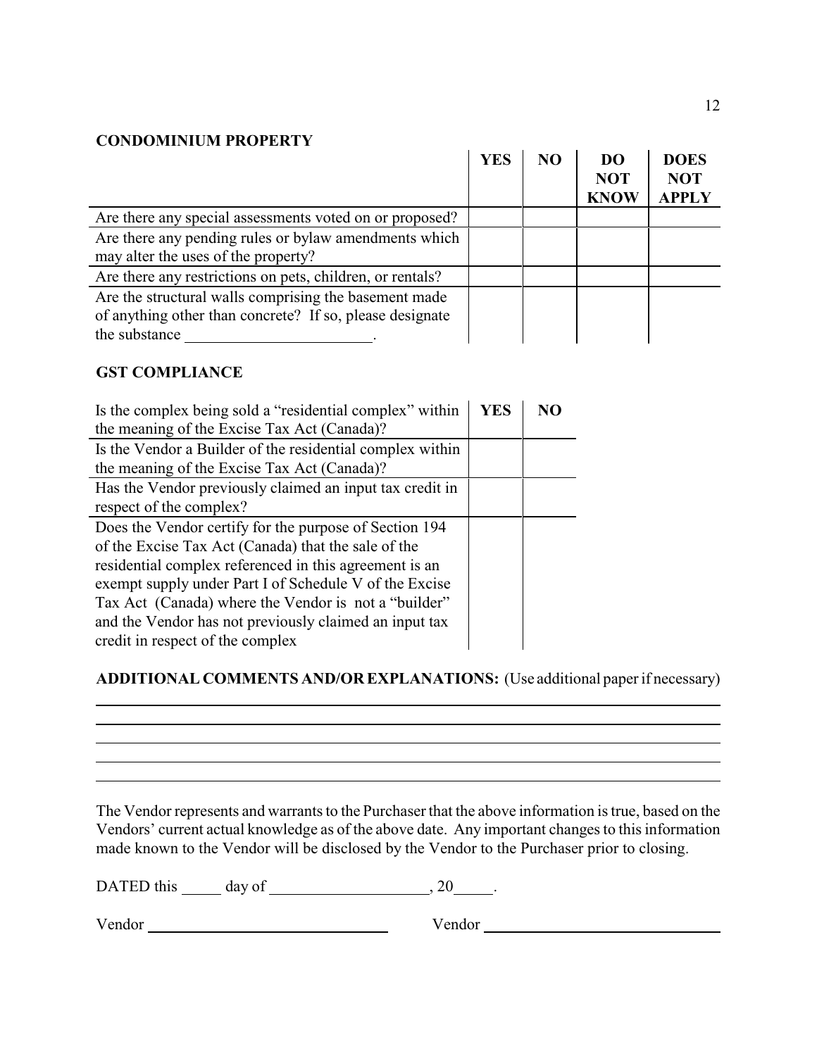**CONDOMINIUM PROPERTY**

| | YES | NO | DO NOT KNOW | DOES NOT APPLY |
|---|---|---|---|---|
| Are there any special assessments voted on or proposed? | | | | |
| Are there any pending rules or bylaw amendments which may alter the uses of the property? | | | | |
| Are there any restrictions on pets, children, or rentals? | | | | |
| Are the structural walls comprising the basement made of anything other than concrete? If so, please designate the substance ________________________. | | | | |

**GST COMPLIANCE**

| Is the complex being sold a "residential complex" within the meaning of the Excise Tax Act (Canada)? | YES | NO |
|---|---|---|
| Is the Vendor a Builder of the residential complex within the meaning of the Excise Tax Act (Canada)? | | |
| Has the Vendor previously claimed an input tax credit in respect of the complex? | | |
| Does the Vendor certify for the purpose of Section 194 of the Excise Tax Act (Canada) that the sale of the residential complex referenced in this agreement is an exempt supply under Part I of Schedule V of the Excise Tax Act (Canada) where the Vendor is not a "builder" and the Vendor has not previously claimed an input tax credit in respect of the complex | | |

**ADDITIONAL COMMENTS AND/OR EXPLANATIONS:** (Use additional paper if necessary)

______________________________________________________________________________

______________________________________________________________________________

______________________________________________________________________________

______________________________________________________________________________

______________________________________________________________________________

The Vendor represents and warrants to the Purchaser that the above information is true, based on the Vendors' current actual knowledge as of the above date. Any important changes to this information made known to the Vendor will be disclosed by the Vendor to the Purchaser prior to closing.

DATED this _____ day of ____________________, 20_____.

Vendor ________________________________ Vendor ________________________________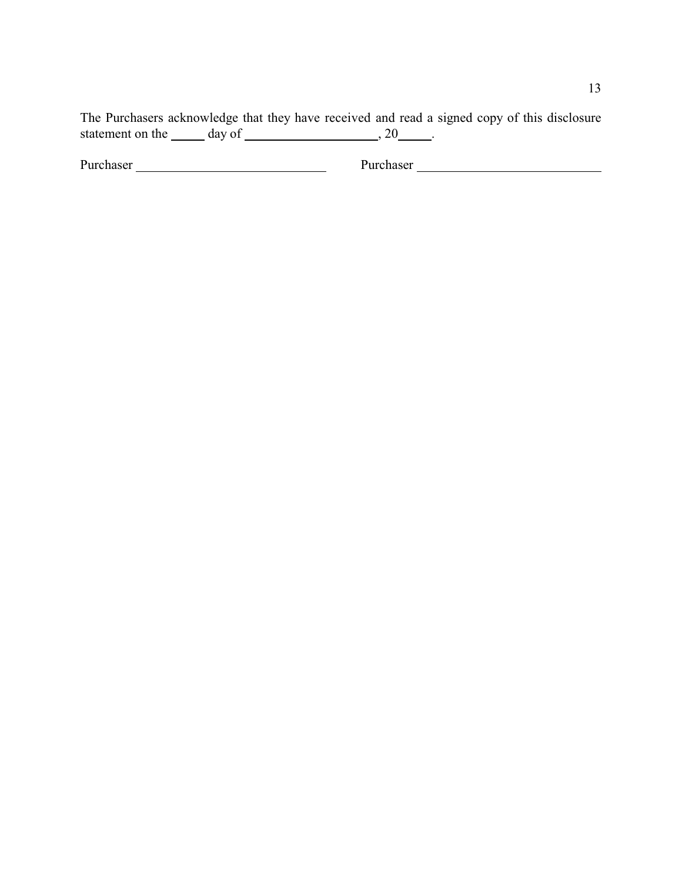The Purchasers acknowledge that they have received and read a signed copy of this disclosure statement on the _____ day of ____________________, 20_____.

Purchaser ____________________________ Purchaser ____________________________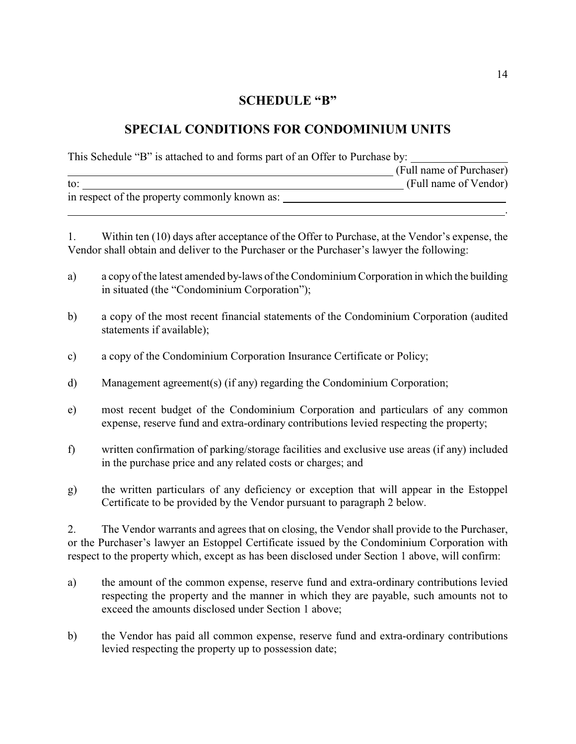# SCHEDULE "B"

## SPECIAL CONDITIONS FOR CONDOMINIUM UNITS

This Schedule "B" is attached to and forms part of an Offer to Purchase by: ________________
______________________________________________________________ (Full name of Purchaser)
to: ____________________________________________________________ (Full name of Vendor)
in respect of the property commonly known as: ________________________________________
______________________________________________________________________________.

1. Within ten (10) days after acceptance of the Offer to Purchase, at the Vendor's expense, the Vendor shall obtain and deliver to the Purchaser or the Purchaser's lawyer the following:

a) a copy of the latest amended by-laws of the Condominium Corporation in which the building in situated (the "Condominium Corporation");

b) a copy of the most recent financial statements of the Condominium Corporation (audited statements if available);

c) a copy of the Condominium Corporation Insurance Certificate or Policy;

d) Management agreement(s) (if any) regarding the Condominium Corporation;

e) most recent budget of the Condominium Corporation and particulars of any common expense, reserve fund and extra-ordinary contributions levied respecting the property;

f) written confirmation of parking/storage facilities and exclusive use areas (if any) included in the purchase price and any related costs or charges; and

g) the written particulars of any deficiency or exception that will appear in the Estoppel Certificate to be provided by the Vendor pursuant to paragraph 2 below.

2. The Vendor warrants and agrees that on closing, the Vendor shall provide to the Purchaser, or the Purchaser's lawyer an Estoppel Certificate issued by the Condominium Corporation with respect to the property which, except as has been disclosed under Section 1 above, will confirm:

a) the amount of the common expense, reserve fund and extra-ordinary contributions levied respecting the property and the manner in which they are payable, such amounts not to exceed the amounts disclosed under Section 1 above;

b) the Vendor has paid all common expense, reserve fund and extra-ordinary contributions levied respecting the property up to possession date;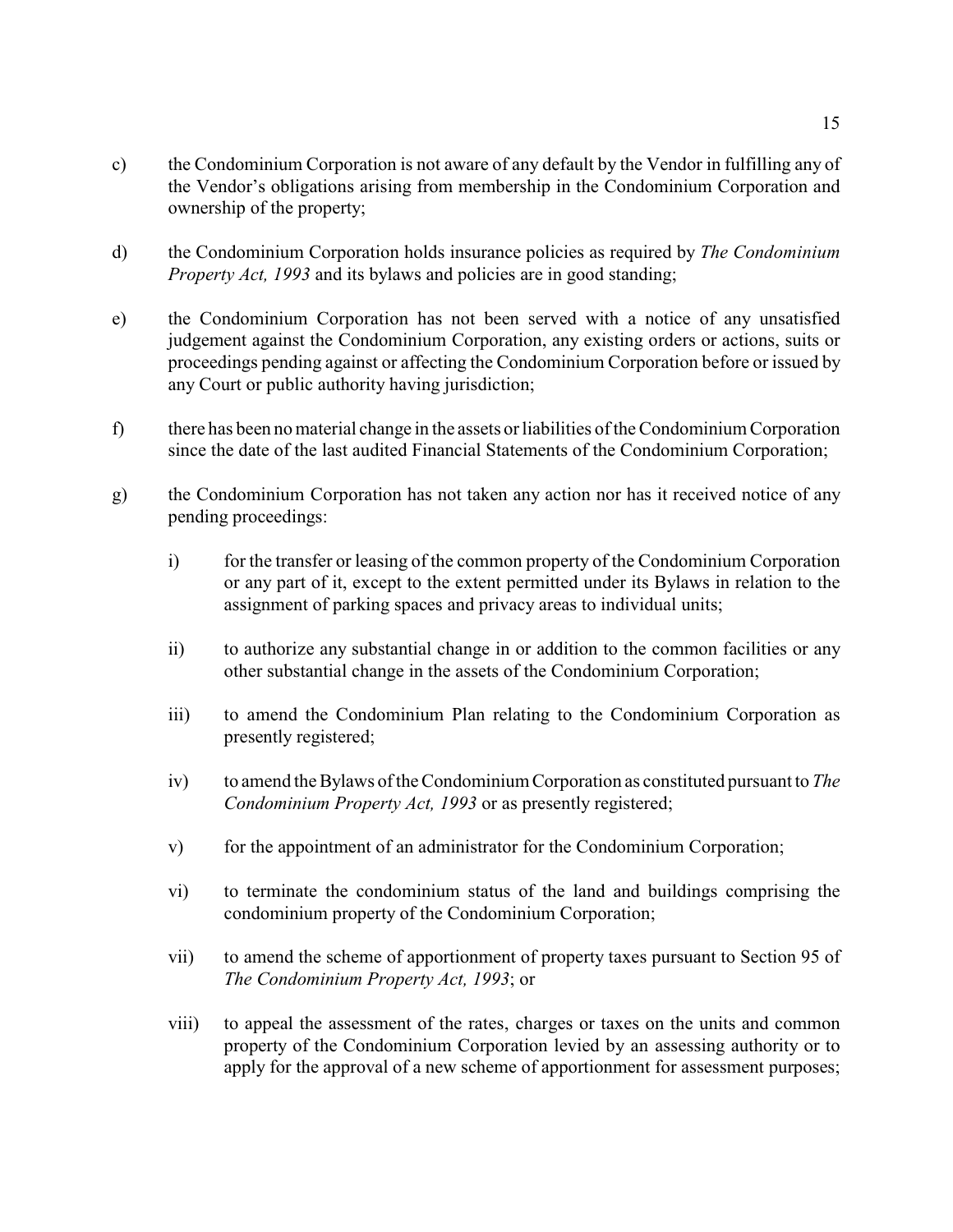c) the Condominium Corporation is not aware of any default by the Vendor in fulfilling any of the Vendor's obligations arising from membership in the Condominium Corporation and ownership of the property;

d) the Condominium Corporation holds insurance policies as required by *The Condominium Property Act, 1993* and its bylaws and policies are in good standing;

e) the Condominium Corporation has not been served with a notice of any unsatisfied judgement against the Condominium Corporation, any existing orders or actions, suits or proceedings pending against or affecting the Condominium Corporation before or issued by any Court or public authority having jurisdiction;

f) there has been no material change in the assets or liabilities of the Condominium Corporation since the date of the last audited Financial Statements of the Condominium Corporation;

g) the Condominium Corporation has not taken any action nor has it received notice of any pending proceedings:

   i) for the transfer or leasing of the common property of the Condominium Corporation or any part of it, except to the extent permitted under its Bylaws in relation to the assignment of parking spaces and privacy areas to individual units;

   ii) to authorize any substantial change in or addition to the common facilities or any other substantial change in the assets of the Condominium Corporation;

   iii) to amend the Condominium Plan relating to the Condominium Corporation as presently registered;

   iv) to amend the Bylaws of the Condominium Corporation as constituted pursuant to *The Condominium Property Act, 1993* or as presently registered;

   v) for the appointment of an administrator for the Condominium Corporation;

   vi) to terminate the condominium status of the land and buildings comprising the condominium property of the Condominium Corporation;

   vii) to amend the scheme of apportionment of property taxes pursuant to Section 95 of *The Condominium Property Act, 1993*; or

   viii) to appeal the assessment of the rates, charges or taxes on the units and common property of the Condominium Corporation levied by an assessing authority or to apply for the approval of a new scheme of apportionment for assessment purposes;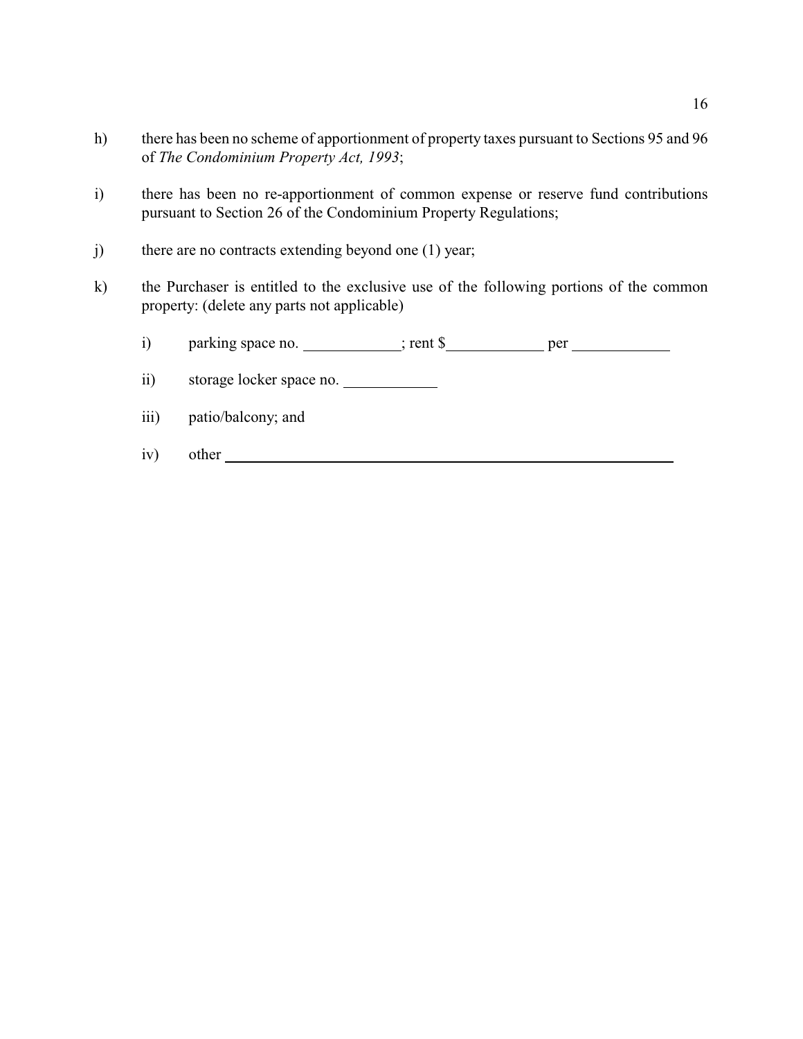h) there has been no scheme of apportionment of property taxes pursuant to Sections 95 and 96 of *The Condominium Property Act, 1993*;

i) there has been no re-apportionment of common expense or reserve fund contributions pursuant to Section 26 of the Condominium Property Regulations;

j) there are no contracts extending beyond one (1) year;

k) the Purchaser is entitled to the exclusive use of the following portions of the common property: (delete any parts not applicable)

   i) parking space no. ____________; rent $____________ per ____________

   ii) storage locker space no. ____________

   iii) patio/balcony; and

   iv) other ____________________________________________________________